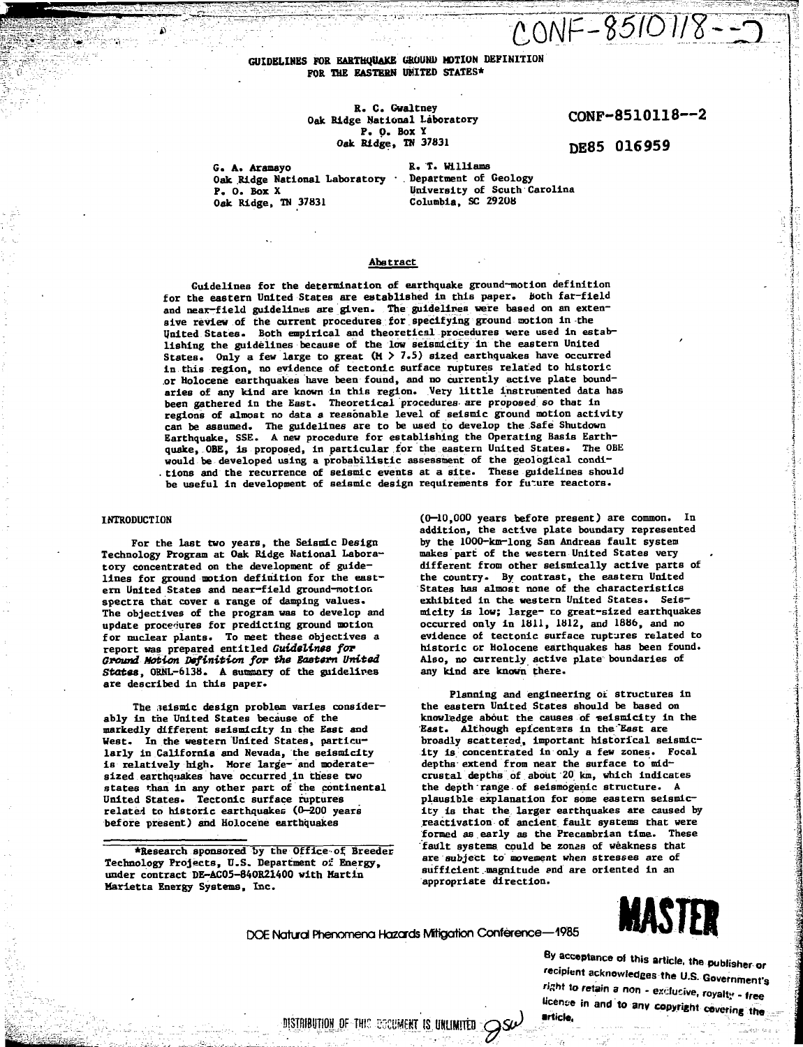CONF-8510118--2

# GUIDELINES FOR EARTHQUAKE GROUND MOTION DEFINITION FOR THE EASTERN UNITED STATES*

R. C. Gwaltney
Oak Ridge National Laboratory
P. O. Box Y
Oak Ridge, TN 37831

CONF-8510118--2

DE85 016959

G. A. Aramayo
Oak Ridge National Laboratory
P. O. Box X
Oak Ridge, TN 37831

R. T. Williams
Department of Geology
University of South Carolina
Columbia, SC 29208

## Abstract

Guidelines for the determination of earthquake ground-motion definition for the eastern United States are established in this paper. Both far-field and near-field guidelines are given. The guidelines were based on an extensive review of the current procedures for specifying ground motion in the United States. Both empirical and theoretical procedures were used in establishing the guidelines because of the low seismicity in the eastern United States. Only a few large to great (M > 7.5) sized earthquakes have occurred in this region, no evidence of tectonic surface ruptures related to historic or Holocene earthquakes have been found, and no currently active plate boundaries of any kind are known in this region. Very little instrumented data has been gathered in the East. Theoretical procedures are proposed so that in regions of almost no data a reasonable level of seismic ground motion activity can be assumed. The guidelines are to be used to develop the Safe Shutdown Earthquake, SSE. A new procedure for establishing the Operating Basis Earthquake, OBE, is proposed, in particular for the eastern United States. The OBE would be developed using a probabilistic assessment of the geological conditions and the recurrence of seismic events at a site. These guidelines should be useful in development of seismic design requirements for future reactors.

## INTRODUCTION

For the last two years, the Seismic Design Technology Program at Oak Ridge National Laboratory concentrated on the development of guidelines for ground motion definition for the eastern United States and near-field ground-motion spectra that cover a range of damping values. The objectives of the program was to develop and update procedures for predicting ground motion for nuclear plants. To meet these objectives a report was prepared entitled *Guidelines for Ground Motion Definition for the Eastern United States*, ORNL-6138. A summary of the guidelines are described in this paper.

The seismic design problem varies considerably in the United States because of the markedly different seismicity in the East and West. In the western United States, particularly in California and Nevada, the seismicity is relatively high. More large- and moderate-sized earthquakes have occurred in these two states than in any other part of the continental United States. Tectonic surface ruptures related to historic earthquakes (0–200 years before present) and Holocene earthquakes (0–10,000 years before present) are common. In addition, the active plate boundary represented by the 1000-km-long San Andreas fault system makes part of the western United States very different from other seismically active parts of the country. By contrast, the eastern United States has almost none of the characteristics exhibited in the western United States. Seismicity is low; large- to great-sized earthquakes occurred only in 1811, 1812, and 1886, and no evidence of tectonic surface ruptures related to historic or Holocene earthquakes has been found. Also, no currently active plate boundaries of any kind are known there.

Planning and engineering of structures in the eastern United States should be based on knowledge about the causes of seismicity in the East. Although epicenters in the East are broadly scattered, important historical seismicity is concentrated in only a few zones. Focal depths extend from near the surface to mid-crustal depths of about 20 km, which indicates the depth range of seismogenic structure. A plausible explanation for some eastern seismicity is that the larger earthquakes are caused by reactivation of ancient fault systems that were formed as early as the Precambrian time. These fault systems could be zones of weakness that are subject to movement when stresses are of sufficient magnitude and are oriented in an appropriate direction.

*Research sponsored by the Office of Breeder Technology Projects, U.S. Department of Energy, under contract DE-AC05-84OR21400 with Martin Marietta Energy Systems, Inc.

DOE Natural Phenomena Hazards Mitigation Conference—1985

MASTER

By acceptance of this article, the publisher or recipient acknowledges the U.S. Government's right to retain a non-exclusive, royalty-free license in and to any copyright covering the article.

DISTRIBUTION OF THIS DOCUMENT IS UNLIMITED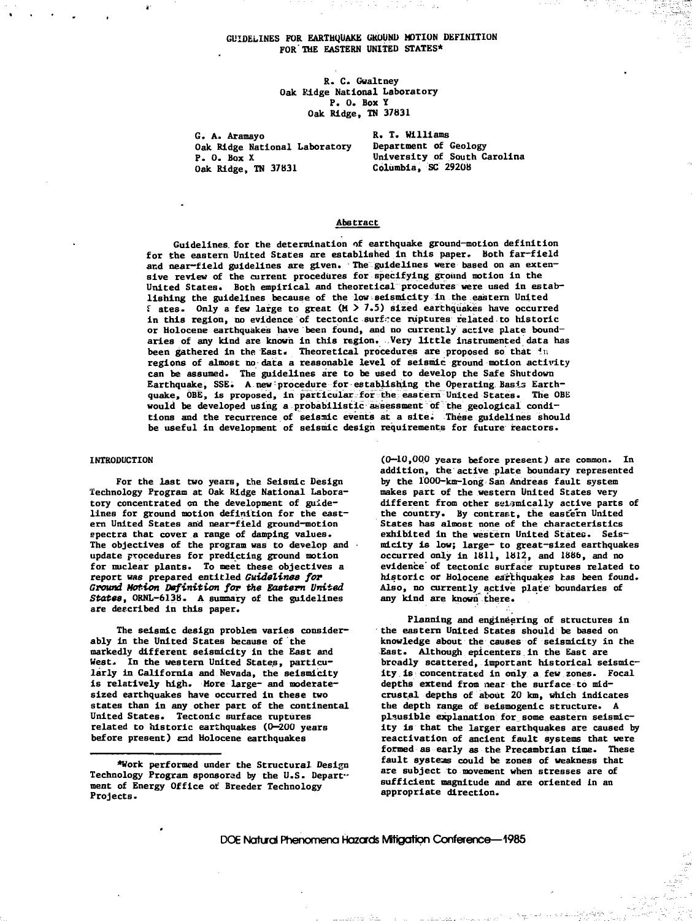# GUIDELINES FOR EARTHQUAKE GROUND MOTION DEFINITION FOR THE EASTERN UNITED STATES*

R. C. Gwaltney
Oak Ridge National Laboratory
P. O. Box Y
Oak Ridge, TN 37831

G. A. Aramayo
Oak Ridge National Laboratory
P. O. Box X
Oak Ridge, TN 37831

R. T. Williams
Department of Geology
University of South Carolina
Columbia, SC 29208

## Abstract

Guidelines for the determination of earthquake ground-motion definition for the eastern United States are established in this paper. Both far-field and near-field guidelines are given. The guidelines were based on an extensive review of the current procedures for specifying ground motion in the United States. Both empirical and theoretical procedures were used in establishing the guidelines because of the low seismicity in the eastern United States. Only a few large to great (M > 7.5) sized earthquakes have occurred in this region, no evidence of tectonic surface ruptures related to historic or Holocene earthquakes have been found, and no currently active plate boundaries of any kind are known in this region. Very little instrumented data has been gathered in the East. Theoretical procedures are proposed so that in regions of almost no data a reasonable level of seismic ground motion activity can be assumed. The guidelines are to be used to develop the Safe Shutdown Earthquake, SSE. A new procedure for establishing the Operating Basis Earthquake, OBE, is proposed, in particular for the eastern United States. The OBE would be developed using a probabilistic assessment of the geological conditions and the recurrence of seismic events at a site. These guidelines should be useful in development of seismic design requirements for future reactors.

## INTRODUCTION

For the last two years, the Seismic Design Technology Program at Oak Ridge National Laboratory concentrated on the development of guidelines for ground motion definition for the eastern United States and near-field ground-motion spectra that cover a range of damping values. The objectives of the program was to develop and update procedures for predicting ground motion for nuclear plants. To meet these objectives a report was prepared entitled *Guidelines for Ground Motion Definition for the Eastern United States*, ORNL-6138. A summary of the guidelines are described in this paper.

The seismic design problem varies considerably in the United States because of the markedly different seismicity in the East and West. In the western United States, particularly in California and Nevada, the seismicity is relatively high. More large- and moderate-sized earthquakes have occurred in these two states than in any other part of the continental United States. Tectonic surface ruptures related to historic earthquakes (0–200 years before present) and Holocene earthquakes (0–10,000 years before present) are common. In addition, the active plate boundary represented by the 1000-km-long San Andreas fault system makes part of the western United States very different from other seismically active parts of the country. By contrast, the eastern United States has almost none of the characteristics exhibited in the western United States. Seismicity is low; large- to great-sized earthquakes occurred only in 1811, 1812, and 1886, and no evidence of tectonic surface ruptures related to historic or Holocene earthquakes has been found. Also, no currently active plate boundaries of any kind are known there.

Planning and engineering of structures in the eastern United States should be based on knowledge about the causes of seismicity in the East. Although epicenters in the East are broadly scattered, important historical seismicity is concentrated in only a few zones. Focal depths extend from near the surface to mid-crustal depths of about 20 km, which indicates the depth range of seismogenic structure. A plausible explanation for some eastern seismicity is that the larger earthquakes are caused by reactivation of ancient fault systems that were formed as early as the Precambrian time. These fault systems could be zones of weakness that are subject to movement when stresses are of sufficient magnitude and are oriented in an appropriate direction.

*Work performed under the Structural Design Technology Program sponsored by the U.S. Department of Energy Office of Breeder Technology Projects.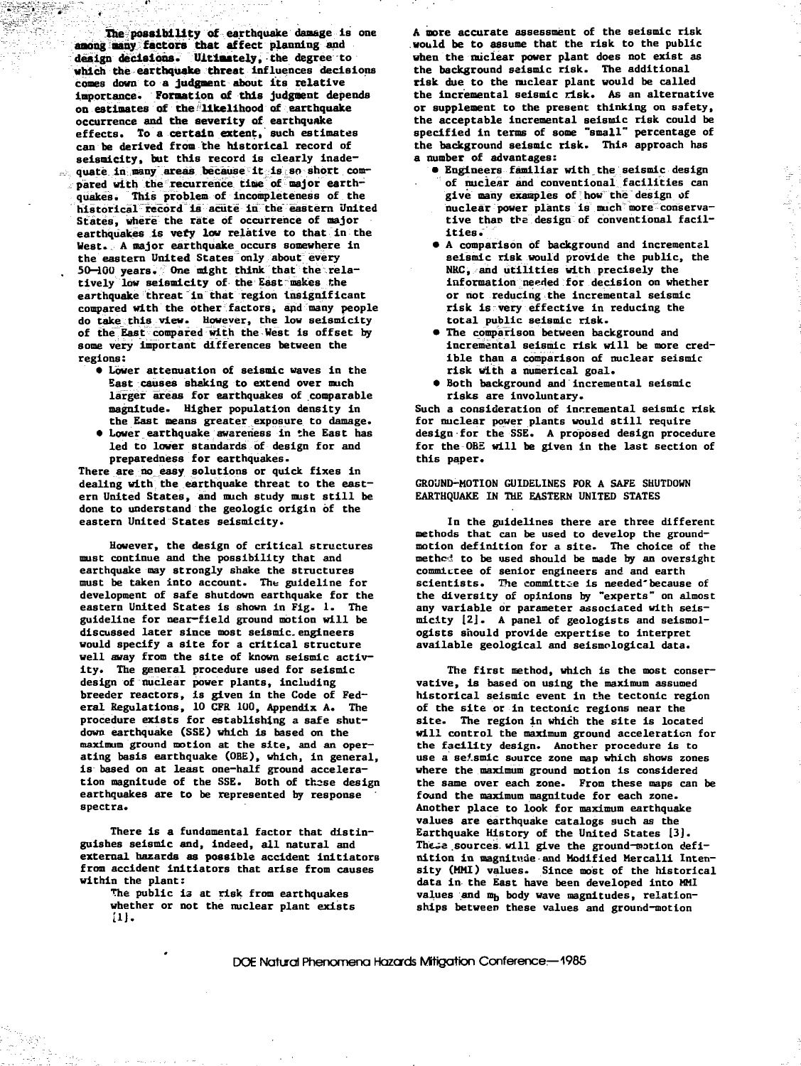The possibility of earthquake damage is one among many factors that affect planning and design decisions. Ultimately, the degree to which the earthquake threat influences decisions comes down to a judgment about its relative importance. Formation of this judgment depends on estimates of the likelihood of earthquake occurrence and the severity of earthquake effects. To a certain extent, such estimates can be derived from the historical record of seismicity, but this record is clearly inadequate in many areas because it is so short compared with the recurrence time of major earthquakes. This problem of incompleteness of the historical record is acute in the eastern United States, where the rate of occurrence of major earthquakes is very low relative to that in the West. A major earthquake occurs somewhere in the eastern United States only about every 50–100 years. One might think that the relatively low seismicity of the East makes the earthquake threat in that region insignificant compared with the other factors, and many people do take this view. However, the low seismicity of the East compared with the West is offset by some very important differences between the regions:

- Lower attenuation of seismic waves in the East causes shaking to extend over much larger areas for earthquakes of comparable magnitude. Higher population density in the East means greater exposure to damage.
- Lower earthquake awareness in the East has led to lower standards of design for and preparedness for earthquakes.

There are no easy solutions or quick fixes in dealing with the earthquake threat to the eastern United States, and much study must still be done to understand the geologic origin of the eastern United States seismicity.

However, the design of critical structures must continue and the possibility that and earthquake may strongly shake the structures must be taken into account. The guideline for development of safe shutdown earthquake for the eastern United States is shown in Fig. 1. The guideline for near-field ground motion will be discussed later since most seismic engineers would specify a site for a critical structure well away from the site of known seismic activity. The general procedure used for seismic design of nuclear power plants, including breeder reactors, is given in the Code of Federal Regulations, 10 CFR 100, Appendix A. The procedure exists for establishing a safe shutdown earthquake (SSE) which is based on the maximum ground motion at the site, and an operating basis earthquake (OBE), which, in general, is based on at least one-half ground acceleration magnitude of the SSE. Both of these design earthquakes are to be represented by response spectra.

There is a fundamental factor that distinguishes seismic and, indeed, all natural and external hazards as possible accident initiators from accident initiators that arise from causes within the plant:

> The public is at risk from earthquakes whether or not the nuclear plant exists [1].

A more accurate assessment of the seismic risk would be to assume that the risk to the public when the nuclear power plant does not exist as the background seismic risk. The additional risk due to the nuclear plant would be called the incremental seismic risk. As an alternative or supplement to the present thinking on safety, the acceptable incremental seismic risk could be specified in terms of some "small" percentage of the background seismic risk. This approach has a number of advantages:

- Engineers familiar with the seismic design of nuclear and conventional facilities can give many examples of how the design of nuclear power plants is much more conservative than the design of conventional facilities.
- A comparison of background and incremental seismic risk would provide the public, the NRC, and utilities with precisely the information needed for decision on whether or not reducing the incremental seismic risk is very effective in reducing the total public seismic risk.
- The comparison between background and incremental seismic risk will be more credible than a comparison of nuclear seismic risk with a numerical goal.
- Both background and incremental seismic risks are involuntary.

Such a consideration of incremental seismic risk for nuclear power plants would still require design for the SSE. A proposed design procedure for the OBE will be given in the last section of this paper.

## GROUND-MOTION GUIDELINES FOR A SAFE SHUTDOWN EARTHQUAKE IN THE EASTERN UNITED STATES

In the guidelines there are three different methods that can be used to develop the ground-motion definition for a site. The choice of the method to be used should be made by an oversight committee of senior engineers and and earth scientists. The committee is needed because of the diversity of opinions by "experts" on almost any variable or parameter associated with seismicity [2]. A panel of geologists and seismologists should provide expertise to interpret available geological and seismological data.

The first method, which is the most conservative, is based on using the maximum assumed historical seismic event in the tectonic region of the site or in tectonic regions near the site. The region in which the site is located will control the maximum ground acceleration for the facility design. Another procedure is to use a seismic source zone map which shows zones where the maximum ground motion is considered the same over each zone. From these maps can be found the maximum magnitude for each zone. Another place to look for maximum earthquake values are earthquake catalogs such as the Earthquake History of the United States [3]. These sources will give the ground-motion definition in magnitude and Modified Mercalli Intensity (MMI) values. Since most of the historical data in the East have been developed into MMI values and $m_b$ body wave magnitudes, relationships between these values and ground-motion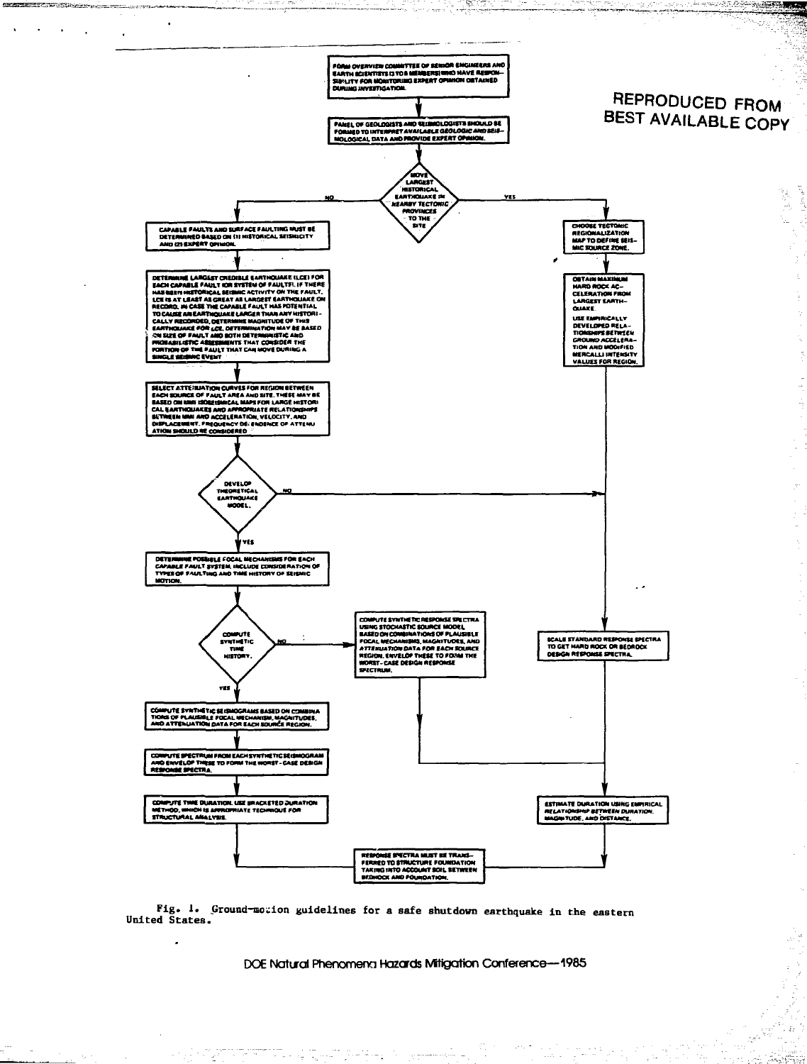REPRODUCED FROM BEST AVAILABLE COPY

FORM OVERVIEW COMMITTEE OF SENIOR ENGINEERS AND EARTH SCIENTISTS (3 TO 5 MEMBERS) WHO HAVE RESPONSIBILITY FOR MONITORING EXPERT OPINION OBTAINED DURING INVESTIGATION.

↓

PANEL OF GEOLOGISTS AND SEISMOLOGISTS SHOULD BE FORMED TO INTERPRET AVAILABLE GEOLOGIC AND SEISMOLOGICAL DATA AND PROVIDE EXPERT OPINION.

↓

**Decision:** MOVE LARGEST HISTORICAL EARTHQUAKE IN NEARBY TECTONIC PROVINCES TO THE SITE

**NO branch:**

- CAPABLE FAULTS AND SURFACE FAULTING MUST BE DETERMINED BASED ON (1) HISTORICAL SEISMICITY AND (2) EXPERT OPINION.
- DETERMINE LARGEST CREDIBLE EARTHQUAKE (LCE) FOR EACH CAPABLE FAULT (OR SYSTEM OF FAULTS). IF THERE HAS BEEN HISTORICAL SEISMIC ACTIVITY ON THE FAULT, LCE IS AT LEAST AS GREAT AS LARGEST EARTHQUAKE ON RECORD. IN CASE THE CAPABLE FAULT HAS POTENTIAL TO CAUSE AN EARTHQUAKE LARGER THAN ANY HISTORICALLY RECORDED, DETERMINE MAGNITUDE OF THIS EARTHQUAKE FOR LCE. DETERMINATION MAY BE BASED ON SIZE OF FAULT AND BOTH DETERMINISTIC AND PROBABILISTIC ASSESSMENTS THAT CONSIDER THE PORTION OF THE FAULT THAT CAN MOVE DURING A SINGLE SEISMIC EVENT
- SELECT ATTENUATION CURVES FOR REGION BETWEEN EACH SOURCE OF FAULT AREA AND SITE. THESE MAY BE BASED ON MMI ISOSEISMICAL MAPS FOR LARGE HISTORICAL EARTHQUAKES AND APPROPRIATE RELATIONSHIPS BETWEEN MMI AND ACCELERATION, VELOCITY, AND DISPLACEMENT. FREQUENCY DEPENDENCE OF ATTENUATION SHOULD BE CONSIDERED
- **Decision:** DEVELOP THEORETICAL EARTHQUAKE MODEL.
  - NO → (joins right branch at SCALE STANDARD RESPONSE SPECTRA)
  - YES → DETERMINE POSSIBLE FOCAL MECHANISMS FOR EACH CAPABLE FAULT SYSTEM. INCLUDE CONSIDERATION OF TYPES OF FAULTING AND TIME HISTORY OF SEISMIC MOTION.
    - **Decision:** COMPUTE SYNTHETIC TIME HISTORY.
      - NO → COMPUTE SYNTHETIC RESPONSE SPECTRA USING STOCHASTIC SOURCE MODEL, BASED ON COMBINATIONS OF PLAUSIBLE FOCAL MECHANISMS, MAGNITUDES, AND ATTENUATION DATA FOR EACH SOURCE REGION. ENVELOP THESE TO FORM THE WORST-CASE DESIGN RESPONSE SPECTRUM. → (joins ESTIMATE DURATION USING EMPIRICAL RELATIONSHIP)
      - YES → COMPUTE SYNTHETIC SEISMOGRAMS BASED ON COMBINATIONS OF PLAUSIBLE FOCAL MECHANISM, MAGNITUDES, AND ATTENUATION DATA FOR EACH SOURCE REGION.
        - COMPUTE SPECTRUM FROM EACH SYNTHETIC SEISMOGRAM AND ENVELOP THESE TO FORM THE WORST-CASE DESIGN RESPONSE SPECTRA.
        - COMPUTE TIME DURATION. USE BRACKETED DURATION METHOD, WHICH IS APPROPRIATE TECHNIQUE FOR STRUCTURAL ANALYSIS.

**YES branch:**

- CHOOSE TECTONIC REGIONALIZATION MAP TO DEFINE SEISMIC SOURCE ZONE.
- OBTAIN MAXIMUM HARD ROCK ACCELERATION FROM LARGEST EARTHQUAKE. USE EMPIRICALLY DEVELOPED RELATIONSHIPS BETWEEN GROUND ACCELERATION AND MODIFIED MERCALLI INTENSITY VALUES FOR REGION.
- SCALE STANDARD RESPONSE SPECTRA TO GET HARD ROCK OR BEDROCK DESIGN RESPONSE SPECTRA.
- ESTIMATE DURATION USING EMPIRICAL RELATIONSHIP BETWEEN DURATION, MAGNITUDE, AND DISTANCE.

**Both branches →** RESPONSE SPECTRA MUST BE TRANSFERRED TO STRUCTURE FOUNDATION TAKING INTO ACCOUNT SOIL BETWEEN BEDROCK AND FOUNDATION.

Fig. 1. Ground-motion guidelines for a safe shutdown earthquake in the eastern United States.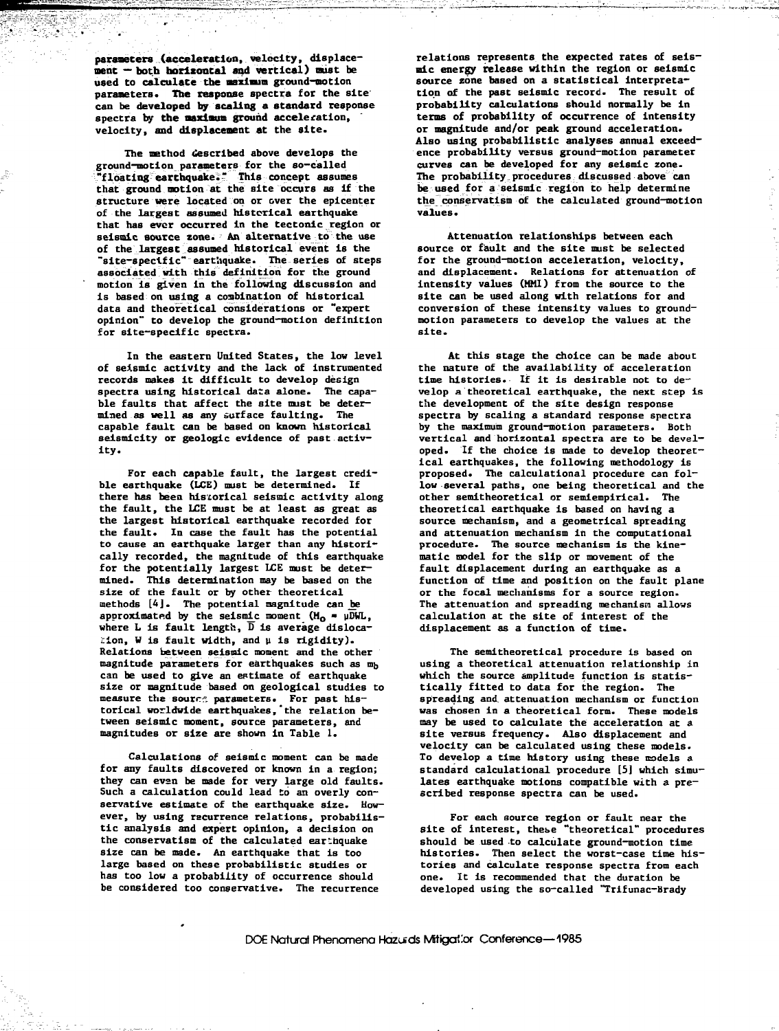parameters (acceleration, velocity, displacement — both horizontal and vertical) must be used to calculate the maximum ground-motion parameters. The response spectra for the site can be developed by scaling a standard response spectra by the maximum ground acceleration, velocity, and displacement at the site.

The method described above develops the ground-motion parameters for the so-called "floating earthquake." This concept assumes that ground motion at the site occurs as if the structure were located on or over the epicenter of the largest assumed historical earthquake that has ever occurred in the tectonic region or seismic source zone. An alternative to the use of the largest assumed historical event is the "site-specific" earthquake. The series of steps associated with this definition for the ground motion is given in the following discussion and is based on using a combination of historical data and theoretical considerations or "expert opinion" to develop the ground-motion definition for site-specific spectra.

In the eastern United States, the low level of seismic activity and the lack of instrumented records makes it difficult to develop design spectra using historical data alone. The capable faults that affect the site must be determined as well as any surface faulting. The capable fault can be based on known historical seismicity or geologic evidence of past activity.

For each capable fault, the largest credible earthquake (LCE) must be determined. If there has been historical seismic activity along the fault, the LCE must be at least as great as the largest historical earthquake recorded for the fault. In case the fault has the potential to cause an earthquake larger than any historically recorded, the magnitude of this earthquake for the potentially largest LCE must be determined. This determination may be based on the size of the fault or by other theoretical methods [4]. The potential magnitude can be approximated by the seismic moment ($M_o = \mu \bar{D} W L$, where L is fault length, $\bar{D}$ is average dislocation, W is fault width, and $\mu$ is rigidity). Relations between seismic moment and the other magnitude parameters for earthquakes such as $m_b$ can be used to give an estimate of earthquake size or magnitude based on geological studies to measure the source parameters. For past historical worldwide earthquakes, the relation between seismic moment, source parameters, and magnitudes or size are shown in Table 1.

Calculations of seismic moment can be made for any faults discovered or known in a region; they can even be made for very large old faults. Such a calculation could lead to an overly conservative estimate of the earthquake size. However, by using recurrence relations, probabilistic analysis and expert opinion, a decision on the conservatism of the calculated earthquake size can be made. An earthquake that is too large based on these probabilistic studies or has too low a probability of occurrence should be considered too conservative. The recurrence relations represents the expected rates of seismic energy release within the region or seismic source zone based on a statistical interpretation of the past seismic record. The result of probability calculations should normally be in terms of probability of occurrence of intensity or magnitude and/or peak ground acceleration. Also using probabilistic analyses annual exceedence probability versus ground-motion parameter curves can be developed for any seismic zone. The probability procedures discussed above can be used for a seismic region to help determine the conservatism of the calculated ground-motion values.

Attenuation relationships between each source or fault and the site must be selected for the ground-motion acceleration, velocity, and displacement. Relations for attenuation of intensity values (MMI) from the source to the site can be used along with relations for and conversion of these intensity values to ground-motion parameters to develop the values at the site.

At this stage the choice can be made about the nature of the availability of acceleration time histories. If it is desirable not to develop a theoretical earthquake, the next step is the development of the site design response spectra by scaling a standard response spectra by the maximum ground-motion parameters. Both vertical and horizontal spectra are to be developed. If the choice is made to develop theoretical earthquakes, the following methodology is proposed. The calculational procedure can follow several paths, one being theoretical and the other semitheoretical or semiempirical. The theoretical earthquake is based on having a source mechanism, and a geometrical spreading and attenuation mechanism in the computational procedure. The source mechanism is the kinematic model for the slip or movement of the fault displacement during an earthquake as a function of time and position on the fault plane or the focal mechanisms for a source region. The attenuation and spreading mechanism allows calculation at the site of interest of the displacement as a function of time.

The semitheoretical procedure is based on using a theoretical attenuation relationship in which the source amplitude function is statistically fitted to data for the region. The spreading and attenuation mechanism or function was chosen in a theoretical form. These models may be used to calculate the acceleration at a site versus frequency. Also displacement and velocity can be calculated using these models. To develop a time history using these models a standard calculational procedure [5] which simulates earthquake motions compatible with a prescribed response spectra can be used.

For each source region or fault near the site of interest, these "theoretical" procedures should be used to calculate ground-motion time histories. Then select the worst-case time histories and calculate response spectra from each one. It is recommended that the duration be developed using the so-called "Trifunac-Brady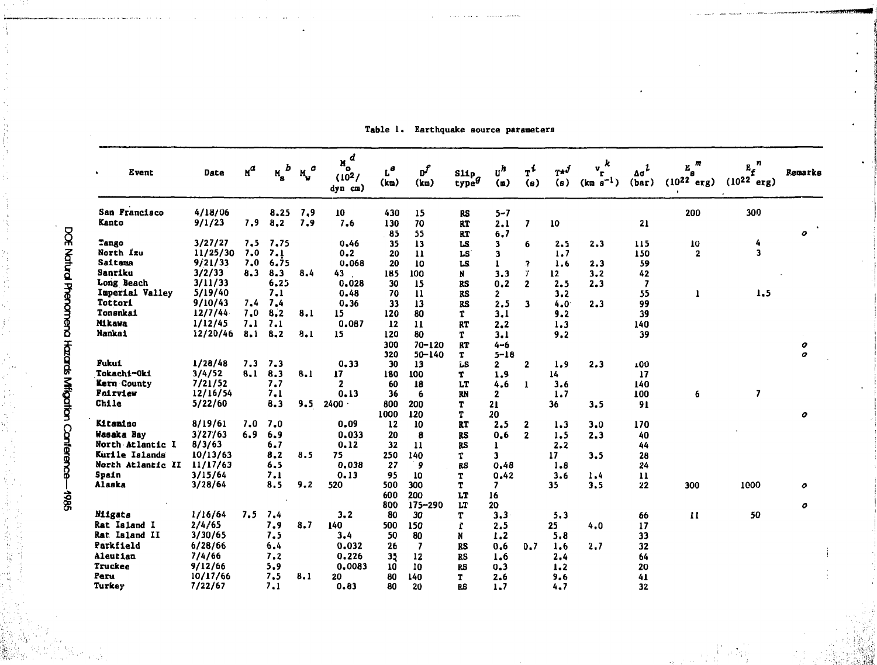Table 1. Earthquake source parameters

| Event | Date | $M^a$ | $M_s{}^b$ | $M_w{}^c$ | $M_o{}^d$ ($10^{2}$/ dyn cm) | $L^e$ (km) | $D^f$ (km) | Slip type$^g$ | $U^h$ (m) | $T^i$ (s) | $T^{*j}$ (s) | $v_r{}^k$ (km s$^{-1}$) | $\Delta\sigma^l$ (bar) | $E_s{}^m$ ($10^{22}$ erg) | $E_f{}^n$ ($10^{22}$ erg) | Remarks |
|---|---|---|---|---|---|---|---|---|---|---|---|---|---|---|---|---|
| San Francisco | 4/18/06 | | 8.25 | 7.9 | 10 | 430 | 15 | RS | 5–7 | | | | | 200 | 300 | |
| Kanto | 9/1/23 | 7.9 | 8.2 | 7.9 | 7.6 | 130 | 70 | RT | 2.1 | 7 | 10 | | 21 | | | |
| | | | | | | 85 | 55 | RT | 6.7 | | | | | | | o |
| Tango | 3/27/27 | 7.5 | 7.75 | | 0.46 | 35 | 13 | LS | 3 | 6 | 2.5 | 2.3 | 115 | 10 | 4 | |
| North Izu | 11/25/30 | 7.0 | 7.1 | | 0.2 | 20 | 11 | LS | 3 | | 1.7 | | 150 | 2 | 3 | |
| Saitama | 9/21/33 | 7.0 | 6.75 | | 0.068 | 20 | 10 | LS | 1 | ? | 1.6 | 2.3 | 59 | | | |
| Sanriku | 3/2/33 | 8.3 | 8.3 | 8.4 | 43 | 185 | 100 | N | 3.3 | 7 | 12 | 3.2 | 42 | | | |
| Long Beach | 3/11/33 | | 6.25 | | 0.028 | 30 | 15 | RS | 0.2 | 2 | 2.5 | 2.3 | 7 | | | |
| Imperial Valley | 5/19/40 | | 7.1 | | 0.48 | 70 | 11 | RS | 2 | | 3.2 | | 55 | 1 | 1.5 | |
| Tottori | 9/10/43 | 7.4 | 7.4 | | 0.36 | 33 | 13 | RS | 2.5 | 3 | 4.0 | 2.3 | 99 | | | |
| Tonankai | 12/7/44 | 7.0 | 8.2 | 8.1 | 15 | 120 | 80 | T | 3.1 | | 9.2 | | 39 | | | |
| Mikawa | 1/12/45 | 7.1 | 7.1 | | 0.087 | 12 | 11 | RT | 2.2 | | 1.3 | | 140 | | | |
| Nankai | 12/20/46 | 8.1 | 8.2 | 8.1 | 15 | 120 | 80 | T | 3.1 | | 9.2 | | 39 | | | |
| | | | | | | 300 | 70–120 | RT | 4–6 | | | | | | | o |
| | | | | | | 320 | 50–140 | T | 5–18 | | | | | | | o |
| Fukui | 1/28/48 | 7.3 | 7.3 | | 0.33 | 30 | 13 | LS | 2 | 2 | 1.9 | 2.3 | 100 | | | |
| Tokachi-Oki | 3/4/52 | 8.1 | 8.3 | 8.1 | 17 | 180 | 100 | T | 1.9 | | 14 | | 17 | | | |
| Kern County | 7/21/52 | | 7.7 | | 2 | 60 | 18 | LT | 4.6 | 1 | 3.6 | | 140 | | | |
| Fairview | 12/16/54 | | 7.1 | | 0.13 | 36 | 6 | RN | 2 | | 1.7 | | 100 | 6 | 7 | |
| Chile | 5/22/60 | | 8.3 | 9.5 | 2400 | 800 | 200 | T | 21 | | 36 | 3.5 | 91 | | | |
| | | | | | | 1000 | 120 | T | 20 | | | | | | | o |
| Kitamino | 8/19/61 | 7.0 | 7.0 | | 0.09 | 12 | 10 | RT | 2.5 | 2 | 1.3 | 3.0 | 170 | | | |
| Wasaka Bay | 3/27/63 | 6.9 | 6.9 | | 0.033 | 20 | 8 | RS | 0.6 | 2 | 1.5 | 2.3 | 40 | | | |
| North Atlantic I | 8/3/63 | | 6.7 | | 0.12 | 32 | 11 | RS | 1 | | 2.2 | | 44 | | | |
| Kurile Islands | 10/13/63 | | 8.2 | 8.5 | 75 | 250 | 140 | T | 3 | | 17 | 3.5 | 28 | | | |
| North Atlantic II | 11/17/63 | | 6.5 | | 0.038 | 27 | 9 | RS | 0.48 | | 1.8 | | 24 | | | |
| Spain | 3/15/64 | | 7.1 | | 0.13 | 95 | 10 | T | 0.42 | | 3.6 | 1.4 | 11 | | | |
| Alaska | 3/28/64 | | 8.5 | 9.2 | 520 | 500 | 300 | T | 7 | | 35 | 3.5 | 22 | 300 | 1000 | o |
| | | | | | | 600 | 200 | LT | 16 | | | | | | | |
| | | | | | | 800 | 175–290 | LT | 20 | | | | | | | o |
| Niigata | 1/16/64 | 7.5 | 7.4 | | 3.2 | 80 | 30 | T | 3.3 | | 5.3 | | 66 | 11 | 50 | |
| Rat Island I | 2/4/65 | | 7.9 | 8.7 | 140 | 500 | 150 | T | 2.5 | | 25 | 4.0 | 17 | | | |
| Rat Island II | 3/30/65 | | 7.5 | | 3.4 | 50 | 80 | N | 1.2 | | 5.8 | | 33 | | | |
| Parkfield | 6/28/66 | | 6.4 | | 0.032 | 26 | 7 | RS | 0.6 | 0.7 | 1.6 | 2.7 | 32 | | | |
| Aleutian | 7/4/66 | | 7.2 | | 0.226 | 35 | 12 | RS | 1.6 | | 2.4 | | 64 | | | |
| Truckee | 9/12/66 | | 5.9 | | 0.0083 | 10 | 10 | RS | 0.3 | | 1.2 | | 20 | | | |
| Peru | 10/17/66 | | 7.5 | 8.1 | 20 | 80 | 140 | T | 2.6 | | 9.6 | | 41 | | | |
| Turkey | 7/22/67 | | 7.1 | | 0.83 | 80 | 20 | RS | 1.7 | | 4.7 | | 32 | | | |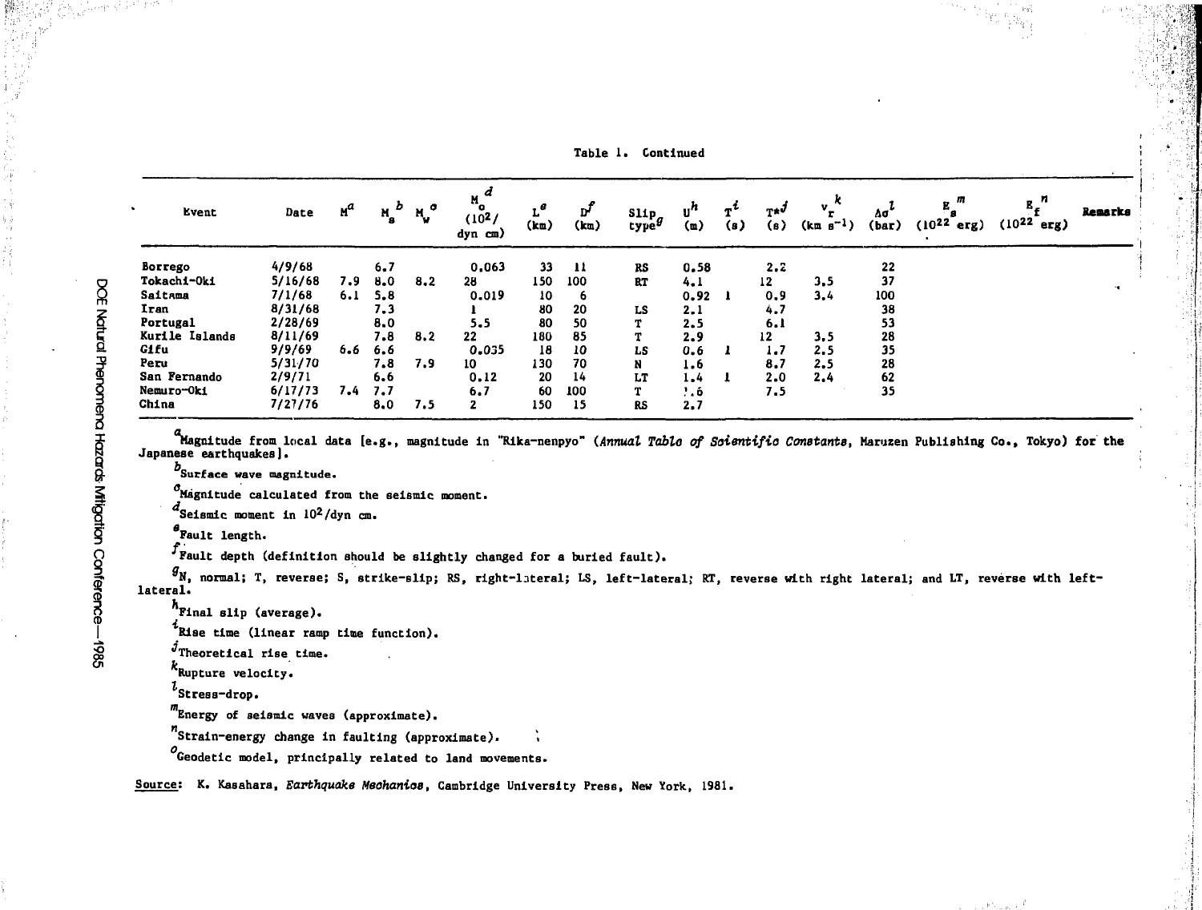Table 1. Continued

| Event | Date | $M^a$ | $M_s$ [b] | $M_w$ [o] | $M_o$ [d] ($10^2$/dyn cm) | $L$ [e] (km) | $D$ [f] (km) | Slip type [g] | $u$ [h] (m) | $\tau$ [i] (s) | $\tau$* [j] (s) | $v_r$ [k] (km $s^{-1}$) | $\Delta\sigma$ [l] (bar) | $E_s$ [m] ($10^{22}$ erg) | $E_f$ [n] ($10^{22}$ erg) | Remarks |
|---|---|---|---|---|---|---|---|---|---|---|---|---|---|---|---|---|
| Borrego | 4/9/68 | | 6.7 | | 0.063 | 33 | 11 | RS | 0.58 | | 2.2 | | 22 | | | |
| Tokachi-Oki | 5/16/68 | 7.9 | 8.0 | 8.2 | 28 | 150 | 100 | RT | 4.1 | | 12 | 3.5 | 37 | | | |
| Saitama | 7/1/68 | 6.1 | 5.8 | | 0.019 | 10 | 6 | | 0.92 | 1 | 0.9 | 3.4 | 100 | | | |
| Iran | 8/31/68 | | 7.3 | | 1 | 80 | 20 | LS | 2.1 | | 4.7 | | 38 | | | |
| Portugal | 2/28/69 | | 8.0 | | 5.5 | 80 | 50 | T | 2.5 | | 6.1 | | 53 | | | |
| Kurile Islands | 8/11/69 | | 7.8 | 8.2 | 22 | 180 | 85 | T | 2.9 | | 12 | 3.5 | 28 | | | |
| Gifu | 9/9/69 | 6.6 | 6.6 | | 0.035 | 18 | 10 | LS | 0.6 | 1 | 1.7 | 2.5 | 35 | | | |
| Peru | 5/31/70 | | 7.8 | 7.9 | 10 | 130 | 70 | N | 1.6 | | 8.7 | 2.5 | 28 | | | |
| San Fernando | 2/9/71 | | 6.6 | | 0.12 | 20 | 14 | LT | 1.4 | 1 | 2.0 | 2.4 | 62 | | | |
| Nemuro-Oki | 6/17/73 | 7.4 | 7.7 | | 6.7 | 60 | 100 | T | 1.6 | | 7.5 | | 35 | | | |
| China | 7/27/76 | | 8.0 | 7.5 | 2 | 150 | 15 | RS | 2.7 | | | | | | | |

[a] Magnitude from local data [e.g., magnitude in "Rika-nenpyo" (*Annual Table of Scientific Constants*, Maruzen Publishing Co., Tokyo) for the Japanese earthquakes].

[b] Surface wave magnitude.

[c] Magnitude calculated from the seismic moment.

[d] Seismic moment in $10^2$/dyn cm.

[e] Fault length.

[f] Fault depth (definition should be slightly changed for a buried fault).

[g] N, normal; T, reverse; S, strike-slip; RS, right-lateral; LS, left-lateral; RT, reverse with right lateral; and LT, reverse with left-lateral.

[h] Final slip (average).

[i] Rise time (linear ramp time function).

[j] Theoretical rise time.

[k] Rupture velocity.

[l] Stress-drop.

[m] Energy of seismic waves (approximate).

[n] Strain-energy change in faulting (approximate).

[o] Geodetic model, principally related to land movements.

Source: K. Kasahara, *Earthquake Mechanics*, Cambridge University Press, New York, 1981.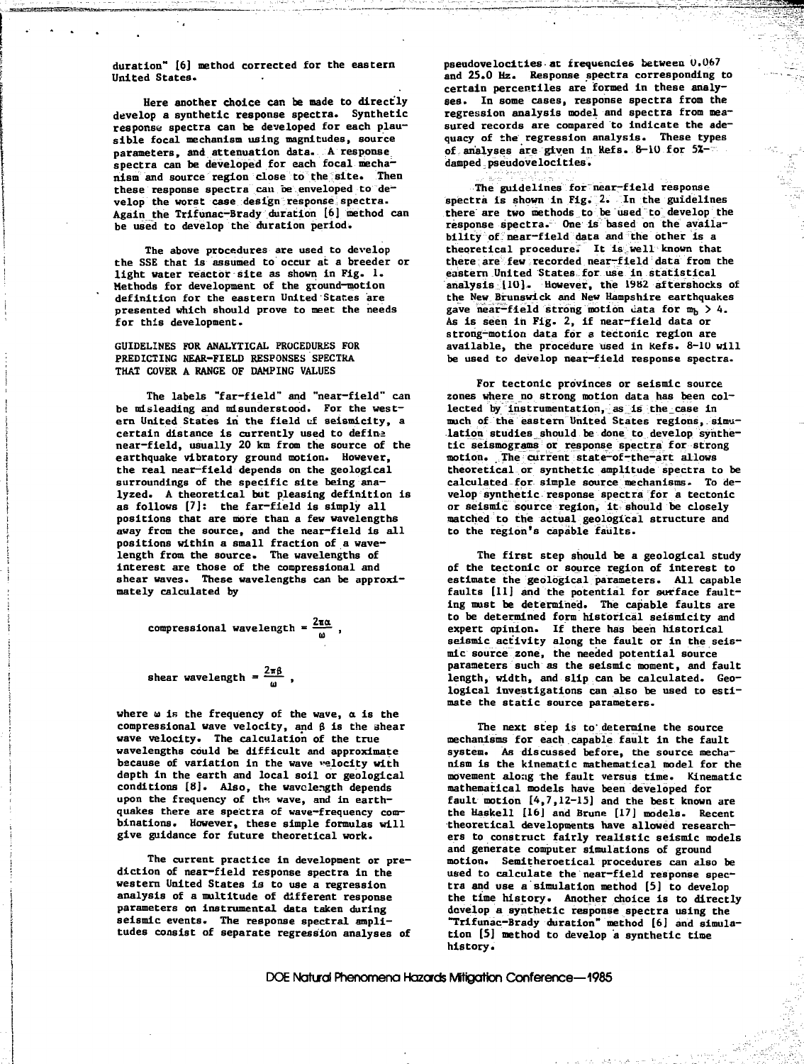duration" [6] method corrected for the eastern United States.

Here another choice can be made to directly develop a synthetic response spectra. Synthetic response spectra can be developed for each plausible focal mechanism using magnitudes, source parameters, and attenuation data. A response spectra can be developed for each focal mechanism and source region close to the site. Then these response spectra can be enveloped to develop the worst case design response spectra. Again the Trifunac-Brady duration [6] method can be used to develop the duration period.

The above procedures are used to develop the SSE that is assumed to occur at a breeder or light water reactor site as shown in Fig. 1. Methods for development of the ground-motion definition for the eastern United States are presented which should prove to meet the needs for this development.

## GUIDELINES FOR ANALYTICAL PROCEDURES FOR PREDICTING NEAR-FIELD RESPONSES SPECTRA THAT COVER A RANGE OF DAMPING VALUES

The labels "far-field" and "near-field" can be misleading and misunderstood. For the western United States in the field of seismicity, a certain distance is currently used to define near-field, usually 20 km from the source of the earthquake vibratory ground motion. However, the real near-field depends on the geological surroundings of the specific site being analyzed. A theoretical but pleasing definition is as follows [7]: the far-field is simply all positions that are more than a few wavelengths away from the source, and the near-field is all positions within a small fraction of a wavelength from the source. The wavelengths of interest are those of the compressional and shear waves. These wavelengths can be approximately calculated by

$$\text{compressional wavelength} = \frac{2\pi\alpha}{\omega} ,$$

$$\text{shear wavelength} = \frac{2\pi\beta}{\omega} ,$$

where $\omega$ is the frequency of the wave, $\alpha$ is the compressional wave velocity, and $\beta$ is the shear wave velocity. The calculation of the true wavelengths could be difficult and approximate because of variation in the wave velocity with depth in the earth and local soil or geological conditions [8]. Also, the wavelength depends upon the frequency of the wave, and in earthquakes there are spectra of wave-frequency combinations. However, these simple formulas will give guidance for future theoretical work.

The current practice in development or prediction of near-field response spectra in the western United States is to use a regression analysis of a multitude of different response parameters on instrumental data taken during seismic events. The response spectral amplitudes consist of separate regression analyses of pseudovelocities at frequencies between 0.067 and 25.0 Hz. Response spectra corresponding to certain percentiles are formed in these analyses. In some cases, response spectra from the regression analysis model and spectra from measured records are compared to indicate the adequacy of the regression analysis. These types of analyses are given in Refs. 8-10 for 5%-damped pseudovelocities.

The guidelines for near-field response spectra is shown in Fig. 2. In the guidelines there are two methods to be used to develop the response spectra. One is based on the availability of near-field data and the other is a theoretical procedure. It is well known that there are few recorded near-field data from the eastern United States for use in statistical analysis [10]. However, the 1982 aftershocks of the New Brunswick and New Hampshire earthquakes gave near-field strong motion data for $m_b > 4$. As is seen in Fig. 2, if near-field data or strong-motion data for a tectonic region are available, the procedure used in Refs. 8-10 will be used to develop near-field response spectra.

For tectonic provinces or seismic source zones where no strong motion data has been collected by instrumentation, as is the case in much of the eastern United States regions, simulation studies should be done to develop synthetic seismograms or response spectra for strong motion. The current state-of-the-art allows theoretical or synthetic amplitude spectra to be calculated for simple source mechanisms. To develop synthetic response spectra for a tectonic or seismic source region, it should be closely matched to the actual geological structure and to the region's capable faults.

The first step should be a geological study of the tectonic or source region of interest to estimate the geological parameters. All capable faults [11] and the potential for surface faulting must be determined. The capable faults are to be determined form historical seismicity and expert opinion. If there has been historical seismic activity along the fault or in the seismic source zone, the needed potential source parameters such as the seismic moment, and fault length, width, and slip can be calculated. Geological investigations can also be used to estimate the static source parameters.

The next step is to determine the source mechanisms for each capable fault in the fault system. As discussed before, the source mechanism is the kinematic mathematical model for the movement along the fault versus time. Kinematic mathematical models have been developed for fault motion [4,7,12-15] and the best known are the Haskell [16] and Brune [17] models. Recent theoretical developments have allowed researchers to construct fairly realistic seismic models and generate computer simulations of ground motion. Semitheroetical procedures can also be used to calculate the near-field response spectra and use a simulation method [5] to develop the time history. Another choice is to directly develop a synthetic response spectra using the "Trifunac-Brady duration" method [6] and simulation [5] method to develop a synthetic time history.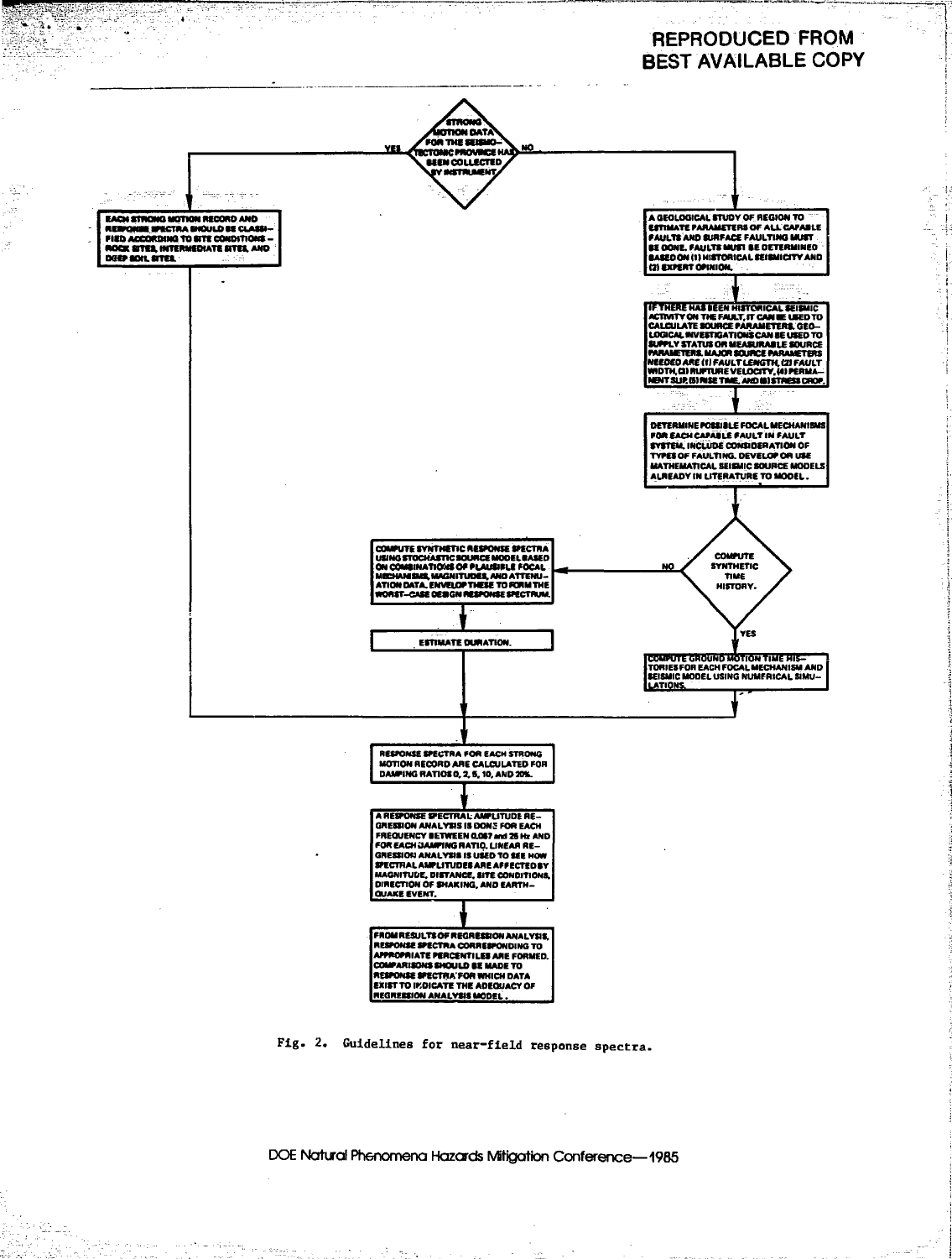REPRODUCED FROM BEST AVAILABLE COPY

STRONG MOTION DATA FOR THE SEISMO-TECTONIC PROVINCE HAS BEEN COLLECTED BY INSTRUMENT

YES

NO

EACH STRONG MOTION RECORD AND RESPONSE SPECTRA SHOULD BE CLASSIFIED ACCORDING TO SITE CONDITIONS – ROCK SITES, INTERMEDIATE SITES, AND DEEP SOIL SITES.

A GEOLOGICAL STUDY OF REGION TO ESTIMATE PARAMETERS OF ALL CAPABLE FAULTS AND SURFACE FAULTING MUST BE DONE. FAULTS MUST BE DETERMINED BASED ON (1) HISTORICAL SEISMICITY AND (2) EXPERT OPINION.

IF THERE HAS BEEN HISTORICAL SEISMIC ACTIVITY ON THE FAULT, IT CAN BE USED TO CALCULATE SOURCE PARAMETERS. GEOLOGICAL INVESTIGATIONS CAN BE USED TO SUPPLY STATUS OR MEASURABLE SOURCE PARAMETERS. MAJOR SOURCE PARAMETERS NEEDED ARE (1) FAULT LENGTH, (2) FAULT WIDTH, (3) RUPTURE VELOCITY, (4) PERMANENT SLIP, (5) RISE TIME, AND (6) STRESS DROP.

DETERMINE POSSIBLE FOCAL MECHANISMS FOR EACH CAPABLE FAULT IN FAULT SYSTEM. INCLUDE CONSIDERATION OF TYPES OF FAULTING. DEVELOP OR USE MATHEMATICAL SEISMIC SOURCE MODELS ALREADY IN LITERATURE TO MODEL.

COMPUTE SYNTHETIC TIME HISTORY.

NO

COMPUTE SYNTHETIC RESPONSE SPECTRA USING STOCHASTIC SOURCE MODEL BASED ON COMBINATIONS OF PLAUSIBLE FOCAL MECHANISMS, MAGNITUDES, AND ATTENUATION DATA. ENVELOP THESE TO FORM THE WORST-CASE DESIGN RESPONSE SPECTRUM.

ESTIMATE DURATION.

YES

COMPUTE GROUND MOTION TIME HISTORIES FOR EACH FOCAL MECHANISM AND SEISMIC MODEL USING NUMERICAL SIMULATIONS.

RESPONSE SPECTRA FOR EACH STRONG MOTION RECORD ARE CALCULATED FOR DAMPING RATIOS 0, 2, 5, 10, AND 20%.

A RESPONSE SPECTRAL AMPLITUDE REGRESSION ANALYSIS IS DONE FOR EACH FREQUENCY BETWEEN 0.067 and 25 Hz AND FOR EACH DAMPING RATIO. LINEAR REGRESSION ANALYSIS IS USED TO SEE HOW SPECTRAL AMPLITUDES ARE AFFECTED BY MAGNITUDE, DISTANCE, SITE CONDITIONS, DIRECTION OF SHAKING, AND EARTHQUAKE EVENT.

FROM RESULTS OF REGRESSION ANALYSIS, RESPONSE SPECTRA CORRESPONDING TO APPROPRIATE PERCENTILES ARE FORMED. COMPARISONS SHOULD BE MADE TO RESPONSE SPECTRA FOR WHICH DATA EXIST TO INDICATE THE ADEQUACY OF REGRESSION ANALYSIS MODEL.

Fig. 2. Guidelines for near-field response spectra.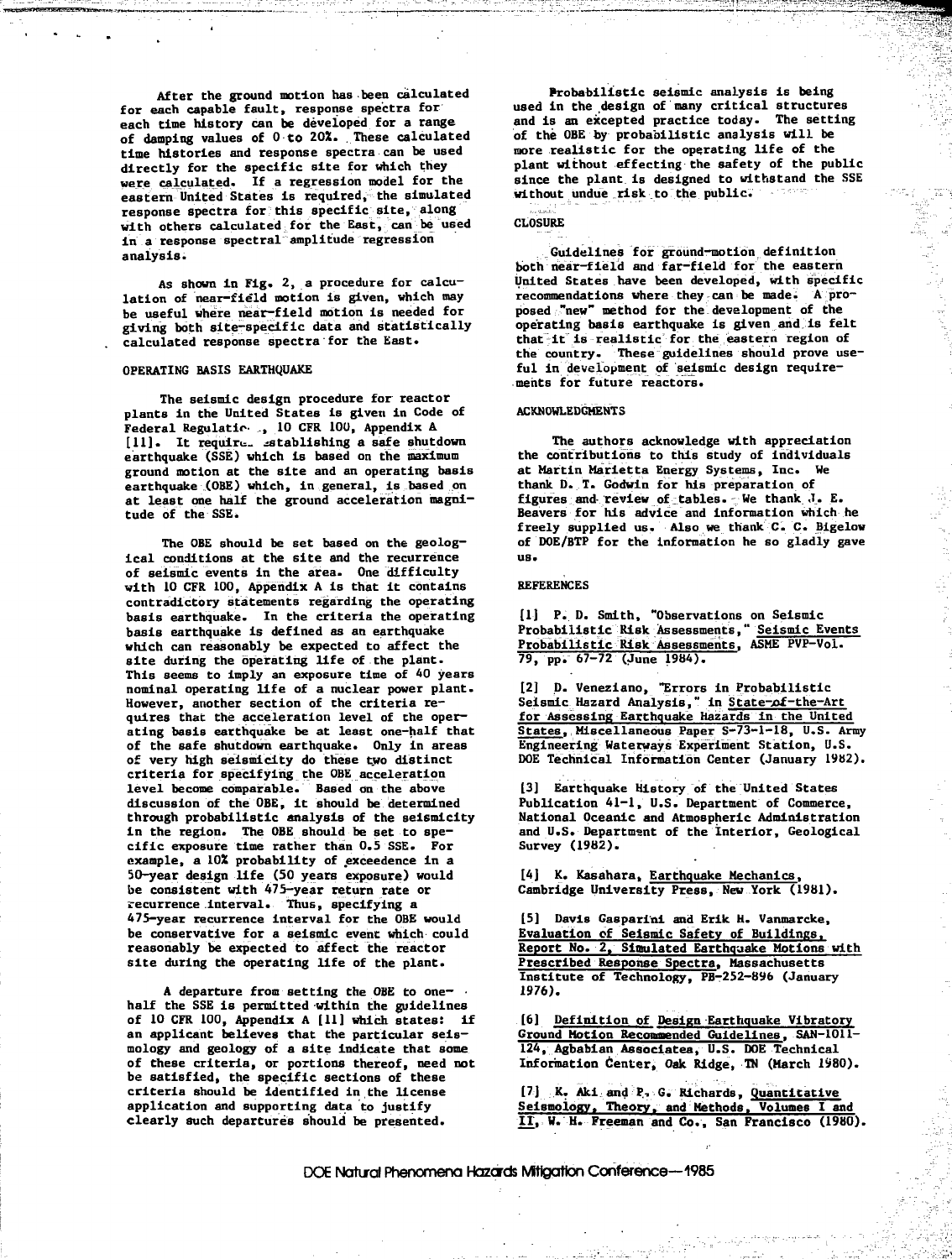After the ground motion has been calculated for each capable fault, response spectra for each time history can be developed for a range of damping values of 0 to 20%. These calculated time histories and response spectra can be used directly for the specific site for which they were calculated. If a regression model for the eastern United States is required, the simulated response spectra for this specific site, along with others calculated for the East, can be used in a response spectral amplitude regression analysis.

As shown in Fig. 2, a procedure for calculation of near-field motion is given, which may be useful where near-field motion is needed for giving both site-specific data and statistically calculated response spectra for the East.

## OPERATING BASIS EARTHQUAKE

The seismic design procedure for reactor plants in the United States is given in Code of Federal Regulations, 10 CFR 100, Appendix A [11]. It requires establishing a safe shutdown earthquake (SSE) which is based on the maximum ground motion at the site and an operating basis earthquake (OBE) which, in general, is based on at least one half the ground acceleration magnitude of the SSE.

The OBE should be set based on the geological conditions at the site and the recurrence of seismic events in the area. One difficulty with 10 CFR 100, Appendix A is that it contains contradictory statements regarding the operating basis earthquake. In the criteria the operating basis earthquake is defined as an earthquake which can reasonably be expected to affect the site during the operating life of the plant. This seems to imply an exposure time of 40 years nominal operating life of a nuclear power plant. However, another section of the criteria requires that the acceleration level of the operating basis earthquake be at least one-half that of the safe shutdown earthquake. Only in areas of very high seismicity do these two distinct criteria for specifying the OBE acceleration level become comparable. Based on the above discussion of the OBE, it should be determined through probabilistic analysis of the seismicity in the region. The OBE should be set to specific exposure time rather than 0.5 SSE. For example, a 10% probability of exceedence in a 50-year design life (50 years exposure) would be consistent with 475-year return rate or recurrence interval. Thus, specifying a 475-year recurrence interval for the OBE would be conservative for a seismic event which could reasonably be expected to affect the reactor site during the operating life of the plant.

A departure from setting the OBE to one-half the SSE is permitted within the guidelines of 10 CFR 100, Appendix A [11] which states: if an applicant believes that the particular seismology and geology of a site indicate that some of these criteria, or portions thereof, need not be satisfied, the specific sections of these criteria should be identified in the license application and supporting data to justify clearly such departures should be presented.

Probabilistic seismic analysis is being used in the design of many critical structures and is an excepted practice today. The setting of the OBE by probabilistic analysis will be more realistic for the operating life of the plant without effecting the safety of the public since the plant is designed to withstand the SSE without undue risk to the public.

## CLOSURE

Guidelines for ground-motion definition both near-field and far-field for the eastern United States have been developed, with specific recommendations where they can be made. A proposed "new" method for the development of the operating basis earthquake is given and is felt that it is realistic for the eastern region of the country. These guidelines should prove useful in development of seismic design requirements for future reactors.

## ACKNOWLEDGMENTS

The authors acknowledge with appreciation the contributions to this study of individuals at Martin Marietta Energy Systems, Inc. We thank D. T. Godwin for his preparation of figures and review of tables. We thank J. E. Beavers for his advice and information which he freely supplied us. Also we thank C. C. Bigelow of DOE/BTP for the information he so gladly gave us.

## REFERENCES

[1] P. D. Smith, "Observations on Seismic Probabilistic Risk Assessments," Seismic Events Probabilistic Risk Assessments, ASME PVP-Vol. 79, pp. 67-72 (June 1984).

[2] D. Veneziano, "Errors in Probabilistic Seismic Hazard Analysis," in State-of-the-Art for Assessing Earthquake Hazards in the United States, Miscellaneous Paper S-73-1-18, U.S. Army Engineering Waterways Experiment Station, U.S. DOE Technical Information Center (January 1982).

[3] Earthquake History of the United States Publication 41-1, U.S. Department of Commerce, National Oceanic and Atmospheric Administration and U.S. Department of the Interior, Geological Survey (1982).

[4] K. Kasahara, Earthquake Mechanics, Cambridge University Press, New York (1981).

[5] Davis Gasparini and Erik H. Vanmarcke, Evaluation of Seismic Safety of Buildings, Report No. 2, Simulated Earthquake Motions with Prescribed Response Spectra, Massachusetts Institute of Technology, PB-252-896 (January 1976).

[6] Definition of Design Earthquake Vibratory Ground Motion Recommended Guidelines, SAN-1011-124, Agbabian Associates, U.S. DOE Technical Information Center, Oak Ridge, TN (March 1980).

[7] K. Aki and P. G. Richards, Quantitative Seismology, Theory, and Methods, Volumes I and II, W. H. Freeman and Co., San Francisco (1980).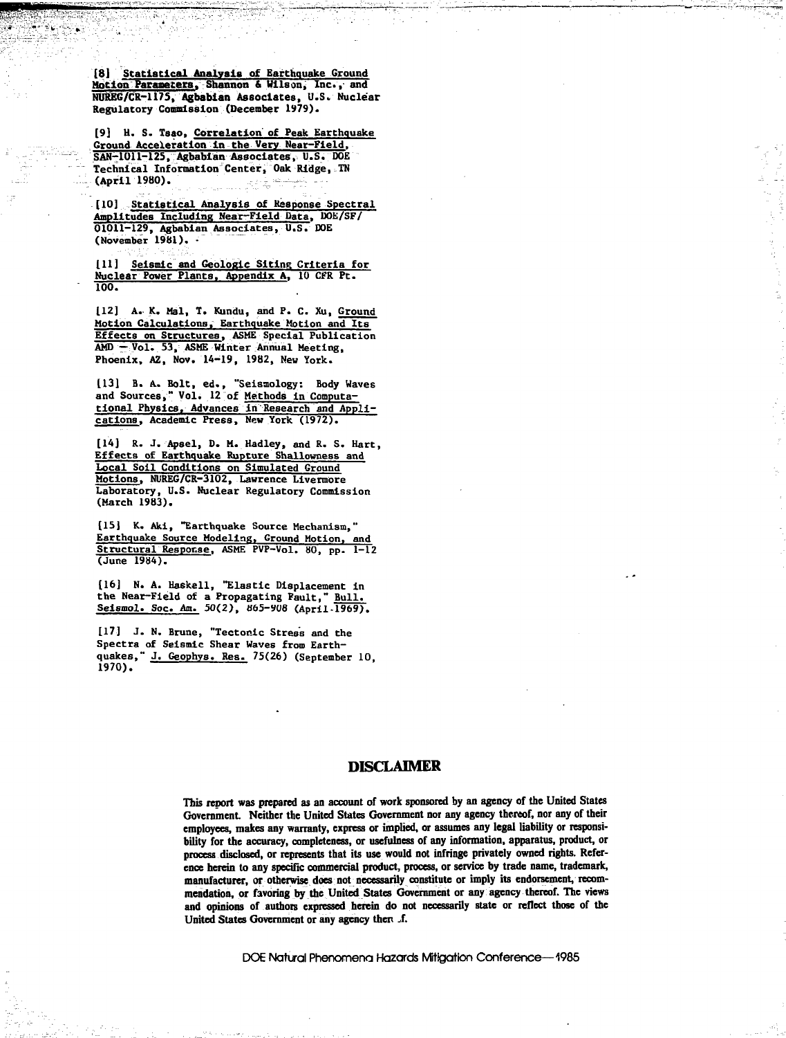[8] Statistical Analysis of Earthquake Ground Motion Parameters, Shannon & Wilson, Inc., and NUREG/CR-1175, Agbabian Associates, U.S. Nuclear Regulatory Commission (December 1979).

[9] H. S. Tsao, Correlation of Peak Earthquake Ground Acceleration in the Very Near-Field, SAN-1011-125, Agbabian Associates, U.S. DOE Technical Information Center, Oak Ridge, TN (April 1980).

[10] Statistical Analysis of Response Spectral Amplitudes Including Near-Field Data, DOE/SF/01011-129, Agbabian Associates, U.S. DOE (November 1981).

[11] Seismic and Geologic Siting Criteria for Nuclear Power Plants, Appendix A, 10 CFR Pt. 100.

[12] A. K. Mal, T. Kundu, and P. C. Xu, Ground Motion Calculations, Earthquake Motion and Its Effects on Structures, ASME Special Publication AMD — Vol. 53, ASME Winter Annual Meeting, Phoenix, AZ, Nov. 14-19, 1982, New York.

[13] B. A. Bolt, ed., "Seismology: Body Waves and Sources," Vol. 12 of Methods in Computational Physics, Advances in Research and Applications, Academic Press, New York (1972).

[14] R. J. Apsel, D. M. Hadley, and R. S. Hart, Effects of Earthquake Rupture Shallowness and Local Soil Conditions on Simulated Ground Motions, NUREG/CR-3102, Lawrence Livermore Laboratory, U.S. Nuclear Regulatory Commission (March 1983).

[15] K. Aki, "Earthquake Source Mechanism," Earthquake Source Modeling, Ground Motion, and Structural Response, ASME PVP-Vol. 80, pp. 1-12 (June 1984).

[16] N. A. Haskell, "Elastic Displacement in the Near-Field of a Propagating Fault," Bull. Seismol. Soc. Am. 50(2), 865-908 (April 1969).

[17] J. N. Brune, "Tectonic Stress and the Spectra of Seismic Shear Waves from Earthquakes," J. Geophys. Res. 75(26) (September 10, 1970).

## DISCLAIMER

This report was prepared as an account of work sponsored by an agency of the United States Government. Neither the United States Government nor any agency thereof, nor any of their employees, makes any warranty, express or implied, or assumes any legal liability or responsibility for the accuracy, completeness, or usefulness of any information, apparatus, product, or process disclosed, or represents that its use would not infringe privately owned rights. Reference herein to any specific commercial product, process, or service by trade name, trademark, manufacturer, or otherwise does not necessarily constitute or imply its endorsement, recommendation, or favoring by the United States Government or any agency thereof. The views and opinions of authors expressed herein do not necessarily state or reflect those of the United States Government or any agency thereof.